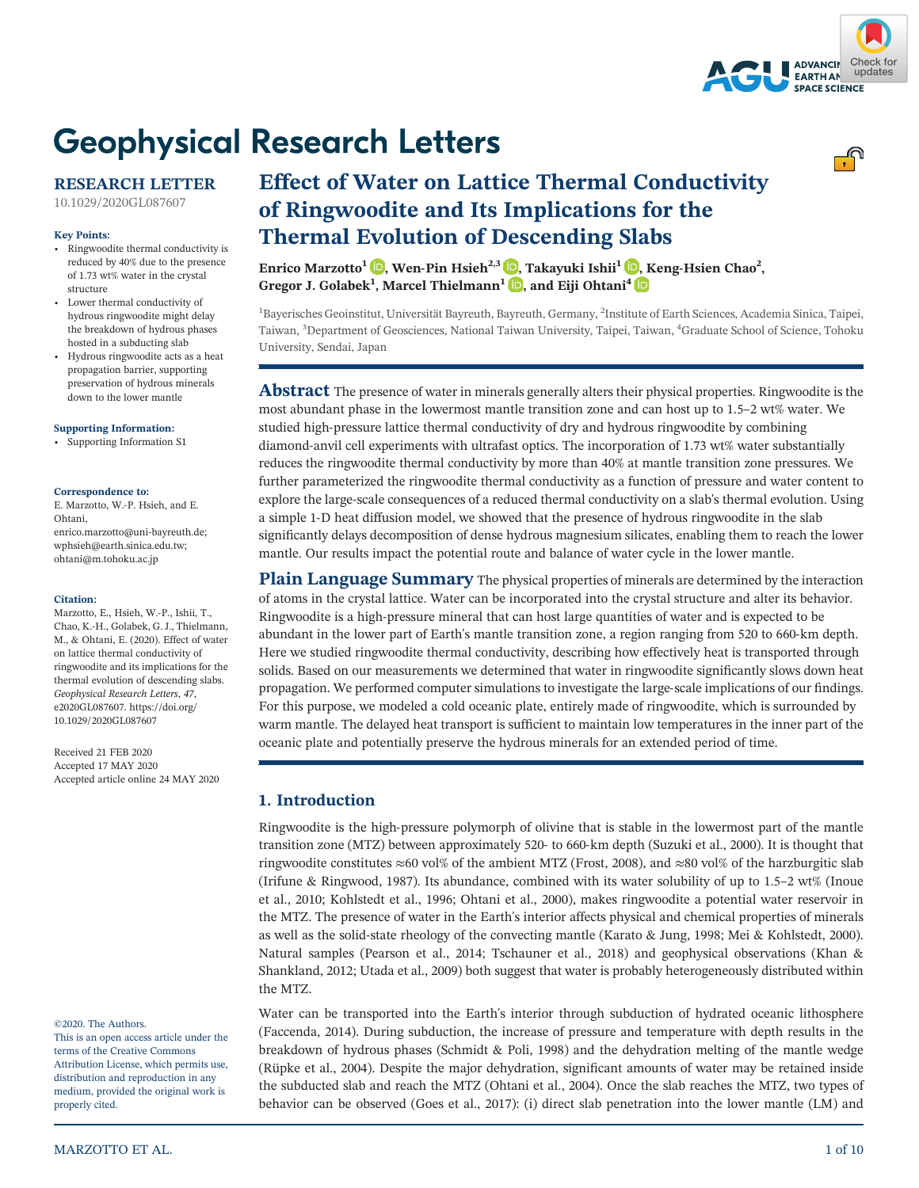# Geophysical Research Letters

**RESEARCH LETTER**
10.1029/2020GL087607

**Key Points:**
- Ringwoodite thermal conductivity is reduced by 40% due to the presence of 1.73 wt% water in the crystal structure
- Lower thermal conductivity of hydrous ringwoodite might delay the breakdown of hydrous phases hosted in a subducting slab
- Hydrous ringwoodite acts as a heat propagation barrier, supporting preservation of hydrous minerals down to the lower mantle

**Supporting Information:**
- Supporting Information S1

**Correspondence to:**
E. Marzotto, W.-P. Hsieh, and E. Ohtani,
enrico.marzotto@uni-bayreuth.de;
wphsieh@earth.sinica.edu.tw;
ohtani@m.tohoku.ac.jp

**Citation:**
Marzotto, E., Hsieh, W.-P., Ishii, T., Chao, K.-H., Golabek, G. J., Thielmann, M., & Ohtani, E. (2020). Effect of water on lattice thermal conductivity of ringwoodite and its implications for the thermal evolution of descending slabs. *Geophysical Research Letters*, *47*, e2020GL087607. https://doi.org/10.1029/2020GL087607

Received 21 FEB 2020
Accepted 17 MAY 2020
Accepted article online 24 MAY 2020

©2020. The Authors.
This is an open access article under the terms of the Creative Commons Attribution License, which permits use, distribution and reproduction in any medium, provided the original work is properly cited.

# Effect of Water on Lattice Thermal Conductivity of Ringwoodite and Its Implications for the Thermal Evolution of Descending Slabs

**Enrico Marzotto[1], Wen-Pin Hsieh[2,3], Takayuki Ishii[1], Keng-Hsien Chao[2], Gregor J. Golabek[1], Marcel Thielmann[1], and Eiji Ohtani[4]**

[1]Bayerisches Geoinstitut, Universität Bayreuth, Bayreuth, Germany, [2]Institute of Earth Sciences, Academia Sinica, Taipei, Taiwan, [3]Department of Geosciences, National Taiwan University, Taipei, Taiwan, [4]Graduate School of Science, Tohoku University, Sendai, Japan

**Abstract** The presence of water in minerals generally alters their physical properties. Ringwoodite is the most abundant phase in the lowermost mantle transition zone and can host up to 1.5–2 wt% water. We studied high-pressure lattice thermal conductivity of dry and hydrous ringwoodite by combining diamond-anvil cell experiments with ultrafast optics. The incorporation of 1.73 wt% water substantially reduces the ringwoodite thermal conductivity by more than 40% at mantle transition zone pressures. We further parameterized the ringwoodite thermal conductivity as a function of pressure and water content to explore the large-scale consequences of a reduced thermal conductivity on a slab's thermal evolution. Using a simple 1-D heat diffusion model, we showed that the presence of hydrous ringwoodite in the slab significantly delays decomposition of dense hydrous magnesium silicates, enabling them to reach the lower mantle. Our results impact the potential route and balance of water cycle in the lower mantle.

**Plain Language Summary** The physical properties of minerals are determined by the interaction of atoms in the crystal lattice. Water can be incorporated into the crystal structure and alter its behavior. Ringwoodite is a high-pressure mineral that can host large quantities of water and is expected to be abundant in the lower part of Earth's mantle transition zone, a region ranging from 520 to 660-km depth. Here we studied ringwoodite thermal conductivity, describing how effectively heat is transported through solids. Based on our measurements we determined that water in ringwoodite significantly slows down heat propagation. We performed computer simulations to investigate the large-scale implications of our findings. For this purpose, we modeled a cold oceanic plate, entirely made of ringwoodite, which is surrounded by warm mantle. The delayed heat transport is sufficient to maintain low temperatures in the inner part of the oceanic plate and potentially preserve the hydrous minerals for an extended period of time.

## 1. Introduction

Ringwoodite is the high-pressure polymorph of olivine that is stable in the lowermost part of the mantle transition zone (MTZ) between approximately 520- to 660-km depth (Suzuki et al., 2000). It is thought that ringwoodite constitutes ≈60 vol% of the ambient MTZ (Frost, 2008), and ≈80 vol% of the harzburgitic slab (Irifune & Ringwood, 1987). Its abundance, combined with its water solubility of up to 1.5–2 wt% (Inoue et al., 2010; Kohlstedt et al., 1996; Ohtani et al., 2000), makes ringwoodite a potential water reservoir in the MTZ. The presence of water in the Earth's interior affects physical and chemical properties of minerals as well as the solid-state rheology of the convecting mantle (Karato & Jung, 1998; Mei & Kohlstedt, 2000). Natural samples (Pearson et al., 2014; Tschauner et al., 2018) and geophysical observations (Khan & Shankland, 2012; Utada et al., 2009) both suggest that water is probably heterogeneously distributed within the MTZ.

Water can be transported into the Earth's interior through subduction of hydrated oceanic lithosphere (Faccenda, 2014). During subduction, the increase of pressure and temperature with depth results in the breakdown of hydrous phases (Schmidt & Poli, 1998) and the dehydration melting of the mantle wedge (Rüpke et al., 2004). Despite the major dehydration, significant amounts of water may be retained inside the subducted slab and reach the MTZ (Ohtani et al., 2004). Once the slab reaches the MTZ, two types of behavior can be observed (Goes et al., 2017): (i) direct slab penetration into the lower mantle (LM) and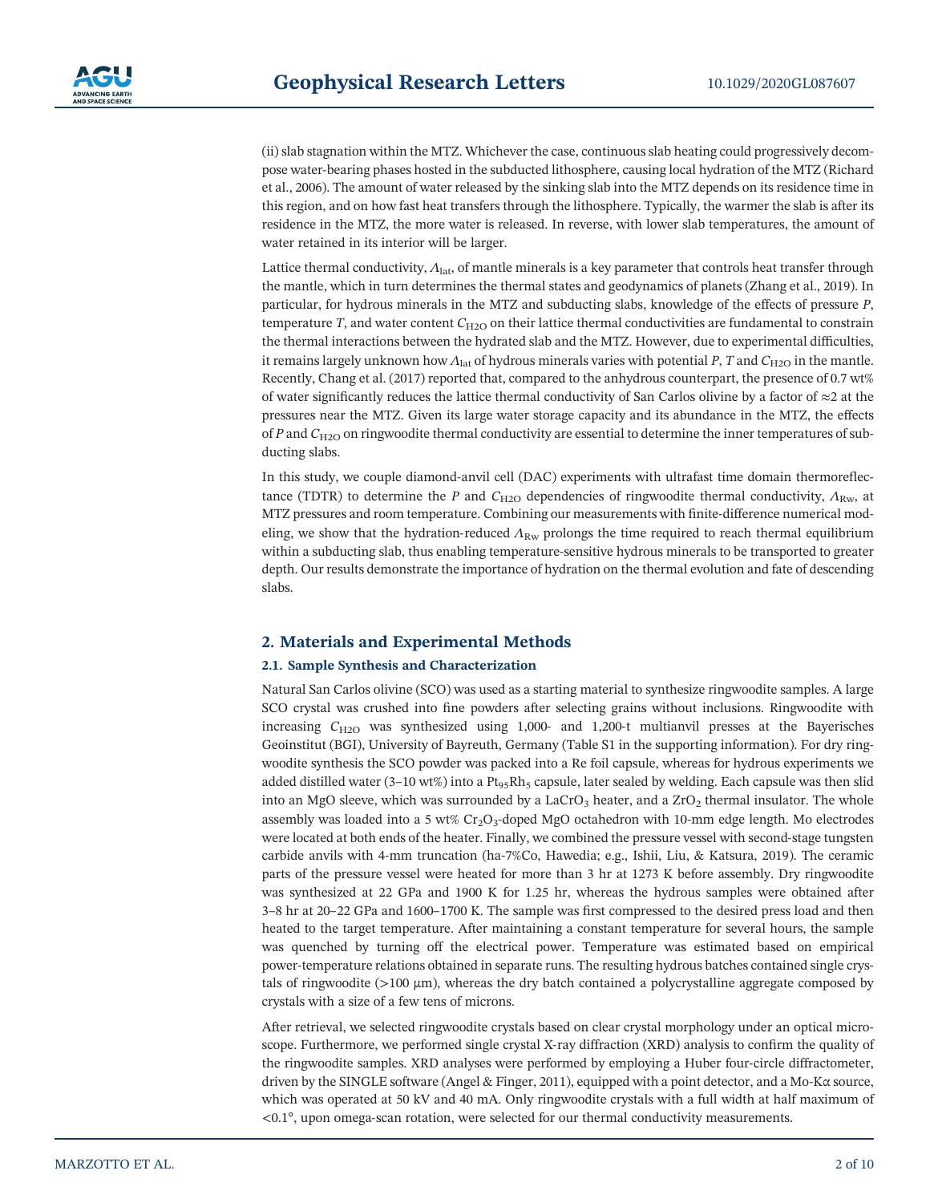(ii) slab stagnation within the MTZ. Whichever the case, continuous slab heating could progressively decompose water-bearing phases hosted in the subducted lithosphere, causing local hydration of the MTZ (Richard et al., 2006). The amount of water released by the sinking slab into the MTZ depends on its residence time in this region, and on how fast heat transfers through the lithosphere. Typically, the warmer the slab is after its residence in the MTZ, the more water is released. In reverse, with lower slab temperatures, the amount of water retained in its interior will be larger.

Lattice thermal conductivity, $\Lambda_{\mathrm{lat}}$, of mantle minerals is a key parameter that controls heat transfer through the mantle, which in turn determines the thermal states and geodynamics of planets (Zhang et al., 2019). In particular, for hydrous minerals in the MTZ and subducting slabs, knowledge of the effects of pressure $P$, temperature $T$, and water content $C_{\mathrm{H_2O}}$ on their lattice thermal conductivities are fundamental to constrain the thermal interactions between the hydrated slab and the MTZ. However, due to experimental difficulties, it remains largely unknown how $\Lambda_{\mathrm{lat}}$ of hydrous minerals varies with potential $P$, $T$ and $C_{\mathrm{H_2O}}$ in the mantle. Recently, Chang et al. (2017) reported that, compared to the anhydrous counterpart, the presence of 0.7 wt% of water significantly reduces the lattice thermal conductivity of San Carlos olivine by a factor of $\approx$2 at the pressures near the MTZ. Given its large water storage capacity and its abundance in the MTZ, the effects of $P$ and $C_{\mathrm{H_2O}}$ on ringwoodite thermal conductivity are essential to determine the inner temperatures of subducting slabs.

In this study, we couple diamond-anvil cell (DAC) experiments with ultrafast time domain thermoreflectance (TDTR) to determine the $P$ and $C_{\mathrm{H_2O}}$ dependencies of ringwoodite thermal conductivity, $\Lambda_{\mathrm{Rw}}$, at MTZ pressures and room temperature. Combining our measurements with finite-difference numerical modeling, we show that the hydration-reduced $\Lambda_{\mathrm{Rw}}$ prolongs the time required to reach thermal equilibrium within a subducting slab, thus enabling temperature-sensitive hydrous minerals to be transported to greater depth. Our results demonstrate the importance of hydration on the thermal evolution and fate of descending slabs.

## 2. Materials and Experimental Methods

### 2.1. Sample Synthesis and Characterization

Natural San Carlos olivine (SCO) was used as a starting material to synthesize ringwoodite samples. A large SCO crystal was crushed into fine powders after selecting grains without inclusions. Ringwoodite with increasing $C_{\mathrm{H_2O}}$ was synthesized using 1,000- and 1,200-t multianvil presses at the Bayerisches Geoinstitut (BGI), University of Bayreuth, Germany (Table S1 in the supporting information). For dry ringwoodite synthesis the SCO powder was packed into a Re foil capsule, whereas for hydrous experiments we added distilled water (3–10 wt%) into a $Pt_{95}Rh_5$ capsule, later sealed by welding. Each capsule was then slid into an MgO sleeve, which was surrounded by a $LaCrO_3$ heater, and a $ZrO_2$ thermal insulator. The whole assembly was loaded into a 5 wt% $Cr_2O_3$-doped MgO octahedron with 10-mm edge length. Mo electrodes were located at both ends of the heater. Finally, we combined the pressure vessel with second-stage tungsten carbide anvils with 4-mm truncation (ha-7%Co, Hawedia; e.g., Ishii, Liu, & Katsura, 2019). The ceramic parts of the pressure vessel were heated for more than 3 hr at 1273 K before assembly. Dry ringwoodite was synthesized at 22 GPa and 1900 K for 1.25 hr, whereas the hydrous samples were obtained after 3–8 hr at 20–22 GPa and 1600–1700 K. The sample was first compressed to the desired press load and then heated to the target temperature. After maintaining a constant temperature for several hours, the sample was quenched by turning off the electrical power. Temperature was estimated based on empirical power-temperature relations obtained in separate runs. The resulting hydrous batches contained single crystals of ringwoodite (>100 μm), whereas the dry batch contained a polycrystalline aggregate composed by crystals with a size of a few tens of microns.

After retrieval, we selected ringwoodite crystals based on clear crystal morphology under an optical microscope. Furthermore, we performed single crystal X-ray diffraction (XRD) analysis to confirm the quality of the ringwoodite samples. XRD analyses were performed by employing a Huber four-circle diffractometer, driven by the SINGLE software (Angel & Finger, 2011), equipped with a point detector, and a Mo-Kα source, which was operated at 50 kV and 40 mA. Only ringwoodite crystals with a full width at half maximum of <0.1°, upon omega-scan rotation, were selected for our thermal conductivity measurements.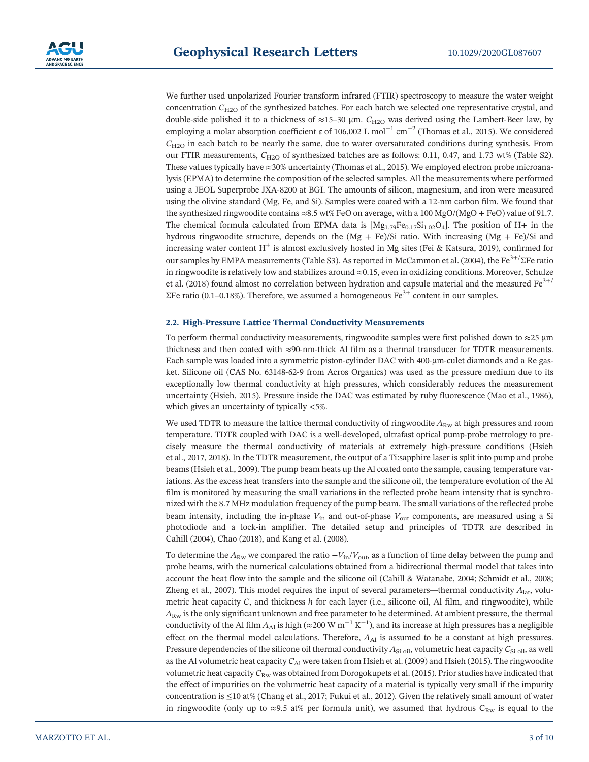We further used unpolarized Fourier transform infrared (FTIR) spectroscopy to measure the water weight concentration $C_{H2O}$ of the synthesized batches. For each batch we selected one representative crystal, and double-side polished it to a thickness of ≈15–30 μm. $C_{H2O}$ was derived using the Lambert-Beer law, by employing a molar absorption coefficient $\varepsilon$ of 106,002 L mol$^{-1}$ cm$^{-2}$ (Thomas et al., 2015). We considered $C_{H2O}$ in each batch to be nearly the same, due to water oversaturated conditions during synthesis. From our FTIR measurements, $C_{H2O}$ of synthesized batches are as follows: 0.11, 0.47, and 1.73 wt% (Table S2). These values typically have ≈30% uncertainty (Thomas et al., 2015). We employed electron probe microanalysis (EPMA) to determine the composition of the selected samples. All the measurements where performed using a JEOL Superprobe JXA-8200 at BGI. The amounts of silicon, magnesium, and iron were measured using the olivine standard (Mg, Fe, and Si). Samples were coated with a 12-nm carbon film. We found that the synthesized ringwoodite contains ≈8.5 wt% FeO on average, with a 100 MgO/(MgO + FeO) value of 91.7. The chemical formula calculated from EPMA data is [$Mg_{1.79}Fe_{0.17}Si_{1.02}O_4$]. The position of H+ in the hydrous ringwoodite structure, depends on the (Mg + Fe)/Si ratio. With increasing (Mg + Fe)/Si and increasing water content $H^+$ is almost exclusively hosted in Mg sites (Fei & Katsura, 2019), confirmed for our samples by EMPA measurements (Table S3). As reported in McCammon et al. (2004), the $Fe^{3+}/\Sigma Fe$ ratio in ringwoodite is relatively low and stabilizes around ≈0.15, even in oxidizing conditions. Moreover, Schulze et al. (2018) found almost no correlation between hydration and capsule material and the measured $Fe^{3+}/\Sigma Fe$ ratio (0.1–0.18%). Therefore, we assumed a homogeneous $Fe^{3+}$ content in our samples.

### 2.2. High-Pressure Lattice Thermal Conductivity Measurements

To perform thermal conductivity measurements, ringwoodite samples were first polished down to ≈25 μm thickness and then coated with ≈90-nm-thick Al film as a thermal transducer for TDTR measurements. Each sample was loaded into a symmetric piston-cylinder DAC with 400-μm-culet diamonds and a Re gasket. Silicone oil (CAS No. 63148-62-9 from Acros Organics) was used as the pressure medium due to its exceptionally low thermal conductivity at high pressures, which considerably reduces the measurement uncertainty (Hsieh, 2015). Pressure inside the DAC was estimated by ruby fluorescence (Mao et al., 1986), which gives an uncertainty of typically <5%.

We used TDTR to measure the lattice thermal conductivity of ringwoodite $\Lambda_{Rw}$ at high pressures and room temperature. TDTR coupled with DAC is a well-developed, ultrafast optical pump-probe metrology to precisely measure the thermal conductivity of materials at extremely high-pressure conditions (Hsieh et al., 2017, 2018). In the TDTR measurement, the output of a Ti:sapphire laser is split into pump and probe beams (Hsieh et al., 2009). The pump beam heats up the Al coated onto the sample, causing temperature variations. As the excess heat transfers into the sample and the silicone oil, the temperature evolution of the Al film is monitored by measuring the small variations in the reflected probe beam intensity that is synchronized with the 8.7 MHz modulation frequency of the pump beam. The small variations of the reflected probe beam intensity, including the in-phase $V_{in}$ and out-of-phase $V_{out}$ components, are measured using a Si photodiode and a lock-in amplifier. The detailed setup and principles of TDTR are described in Cahill (2004), Chao (2018), and Kang et al. (2008).

To determine the $\Lambda_{Rw}$ we compared the ratio $-V_{in}/V_{out}$, as a function of time delay between the pump and probe beams, with the numerical calculations obtained from a bidirectional thermal model that takes into account the heat flow into the sample and the silicone oil (Cahill & Watanabe, 2004; Schmidt et al., 2008; Zheng et al., 2007). This model requires the input of several parameters—thermal conductivity $\Lambda_{lat}$, volumetric heat capacity $C$, and thickness $h$ for each layer (i.e., silicone oil, Al film, and ringwoodite), while $\Lambda_{Rw}$ is the only significant unknown and free parameter to be determined. At ambient pressure, the thermal conductivity of the Al film $\Lambda_{Al}$ is high (≈200 W m$^{-1}$ K$^{-1}$), and its increase at high pressures has a negligible effect on the thermal model calculations. Therefore, $\Lambda_{Al}$ is assumed to be a constant at high pressures. Pressure dependencies of the silicone oil thermal conductivity $\Lambda_{Si\ oil}$, volumetric heat capacity $C_{Si\ oil}$, as well as the Al volumetric heat capacity $C_{Al}$ were taken from Hsieh et al. (2009) and Hsieh (2015). The ringwoodite volumetric heat capacity $C_{Rw}$ was obtained from Dorogokupets et al. (2015). Prior studies have indicated that the effect of impurities on the volumetric heat capacity of a material is typically very small if the impurity concentration is ≤10 at% (Chang et al., 2017; Fukui et al., 2012). Given the relatively small amount of water in ringwoodite (only up to ≈9.5 at% per formula unit), we assumed that hydrous $C_{Rw}$ is equal to the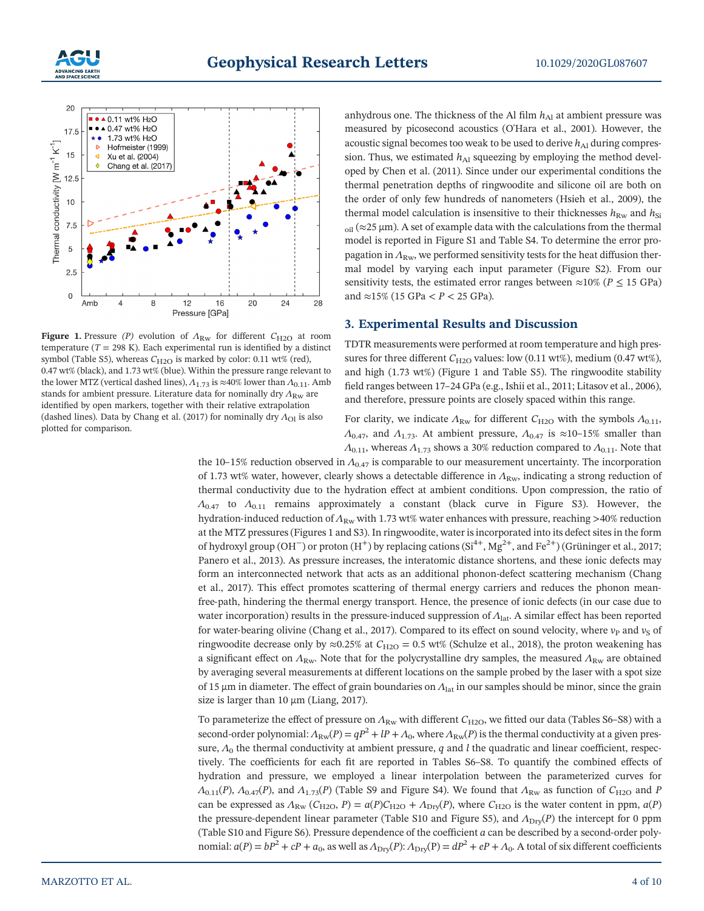**Figure 1.** Pressure *(P)* evolution of $\Lambda_{Rw}$ for different $C_{H2O}$ at room temperature ($T$ = 298 K). Each experimental run is identified by a distinct symbol (Table S5), whereas $C_{H2O}$ is marked by color: 0.11 wt% (red), 0.47 wt% (black), and 1.73 wt% (blue). Within the pressure range relevant to the lower MTZ (vertical dashed lines), $\Lambda_{1.73}$ is ≈40% lower than $\Lambda_{0.11}$. Amb stands for ambient pressure. Literature data for nominally dry $\Lambda_{Rw}$ are identified by open markers, together with their relative extrapolation (dashed lines). Data by Chang et al. (2017) for nominally dry $\Lambda_{Ol}$ is also plotted for comparison.

anhydrous one. The thickness of the Al film $h_{Al}$ at ambient pressure was measured by picosecond acoustics (O'Hara et al., 2001). However, the acoustic signal becomes too weak to be used to derive $h_{Al}$ during compression. Thus, we estimated $h_{Al}$ squeezing by employing the method developed by Chen et al. (2011). Since under our experimental conditions the thermal penetration depths of ringwoodite and silicone oil are both on the order of only few hundreds of nanometers (Hsieh et al., 2009), the thermal model calculation is insensitive to their thicknesses $h_{Rw}$ and $h_{Si\ oil}$ (≈25 μm). A set of example data with the calculations from the thermal model is reported in Figure S1 and Table S4. To determine the error propagation in $\Lambda_{Rw}$, we performed sensitivity tests for the heat diffusion thermal model by varying each input parameter (Figure S2). From our sensitivity tests, the estimated error ranges between ≈10% ($P \le 15$ GPa) and ≈15% (15 GPa < $P$ < 25 GPa).

## 3. Experimental Results and Discussion

TDTR measurements were performed at room temperature and high pressures for three different $C_{H2O}$ values: low (0.11 wt%), medium (0.47 wt%), and high (1.73 wt%) (Figure 1 and Table S5). The ringwoodite stability field ranges between 17–24 GPa (e.g., Ishii et al., 2011; Litasov et al., 2006), and therefore, pressure points are closely spaced within this range.

For clarity, we indicate $\Lambda_{Rw}$ for different $C_{H2O}$ with the symbols $\Lambda_{0.11}$, $\Lambda_{0.47}$, and $\Lambda_{1.73}$. At ambient pressure, $\Lambda_{0.47}$ is ≈10–15% smaller than $\Lambda_{0.11}$, whereas $\Lambda_{1.73}$ shows a 30% reduction compared to $\Lambda_{0.11}$. Note that the 10–15% reduction observed in $\Lambda_{0.47}$ is comparable to our measurement uncertainty. The incorporation of 1.73 wt% water, however, clearly shows a detectable difference in $\Lambda_{Rw}$, indicating a strong reduction of thermal conductivity due to the hydration effect at ambient conditions. Upon compression, the ratio of $\Lambda_{0.47}$ to $\Lambda_{0.11}$ remains approximately a constant (black curve in Figure S3). However, the hydration-induced reduction of $\Lambda_{Rw}$ with 1.73 wt% water enhances with pressure, reaching >40% reduction at the MTZ pressures (Figures 1 and S3). In ringwoodite, water is incorporated into its defect sites in the form of hydroxyl group ($OH^-$) or proton ($H^+$) by replacing cations ($Si^{4+}$, $Mg^{2+}$, and $Fe^{2+}$) (Grüninger et al., 2017; Panero et al., 2013). As pressure increases, the interatomic distance shortens, and these ionic defects may form an interconnected network that acts as an additional phonon-defect scattering mechanism (Chang et al., 2017). This effect promotes scattering of thermal energy carriers and reduces the phonon mean-free-path, hindering the thermal energy transport. Hence, the presence of ionic defects (in our case due to water incorporation) results in the pressure-induced suppression of $\Lambda_{lat}$. A similar effect has been reported for water-bearing olivine (Chang et al., 2017). Compared to its effect on sound velocity, where $v_P$ and $v_S$ of ringwoodite decrease only by ≈0.25% at $C_{H2O}$ = 0.5 wt% (Schulze et al., 2018), the proton weakening has a significant effect on $\Lambda_{Rw}$. Note that for the polycrystalline dry samples, the measured $\Lambda_{Rw}$ are obtained by averaging several measurements at different locations on the sample probed by the laser with a spot size of 15 μm in diameter. The effect of grain boundaries on $\Lambda_{lat}$ in our samples should be minor, since the grain size is larger than 10 μm (Liang, 2017).

To parameterize the effect of pressure on $\Lambda_{Rw}$ with different $C_{H2O}$, we fitted our data (Tables S6–S8) with a second-order polynomial: $\Lambda_{Rw}(P) = qP^2 + lP + \Lambda_0$, where $\Lambda_{Rw}(P)$ is the thermal conductivity at a given pressure, $\Lambda_0$ the thermal conductivity at ambient pressure, $q$ and $l$ the quadratic and linear coefficient, respectively. The coefficients for each fit are reported in Tables S6–S8. To quantify the combined effects of hydration and pressure, we employed a linear interpolation between the parameterized curves for $\Lambda_{0.11}(P)$, $\Lambda_{0.47}(P)$, and $\Lambda_{1.73}(P)$ (Table S9 and Figure S4). We found that $\Lambda_{Rw}$ as function of $C_{H2O}$ and $P$ can be expressed as $\Lambda_{Rw}(C_{H2O}, P) = a(P)C_{H2O} + \Lambda_{Dry}(P)$, where $C_{H2O}$ is the water content in ppm, $a(P)$ the pressure-dependent linear parameter (Table S10 and Figure S5), and $\Lambda_{Dry}(P)$ the intercept for 0 ppm (Table S10 and Figure S6). Pressure dependence of the coefficient $a$ can be described by a second-order polynomial: $a(P) = bP^2 + cP + a_0$, as well as $\Lambda_{Dry}(P)$: $\Lambda_{Dry}(P) = dP^2 + eP + \Lambda_0$. A total of six different coefficients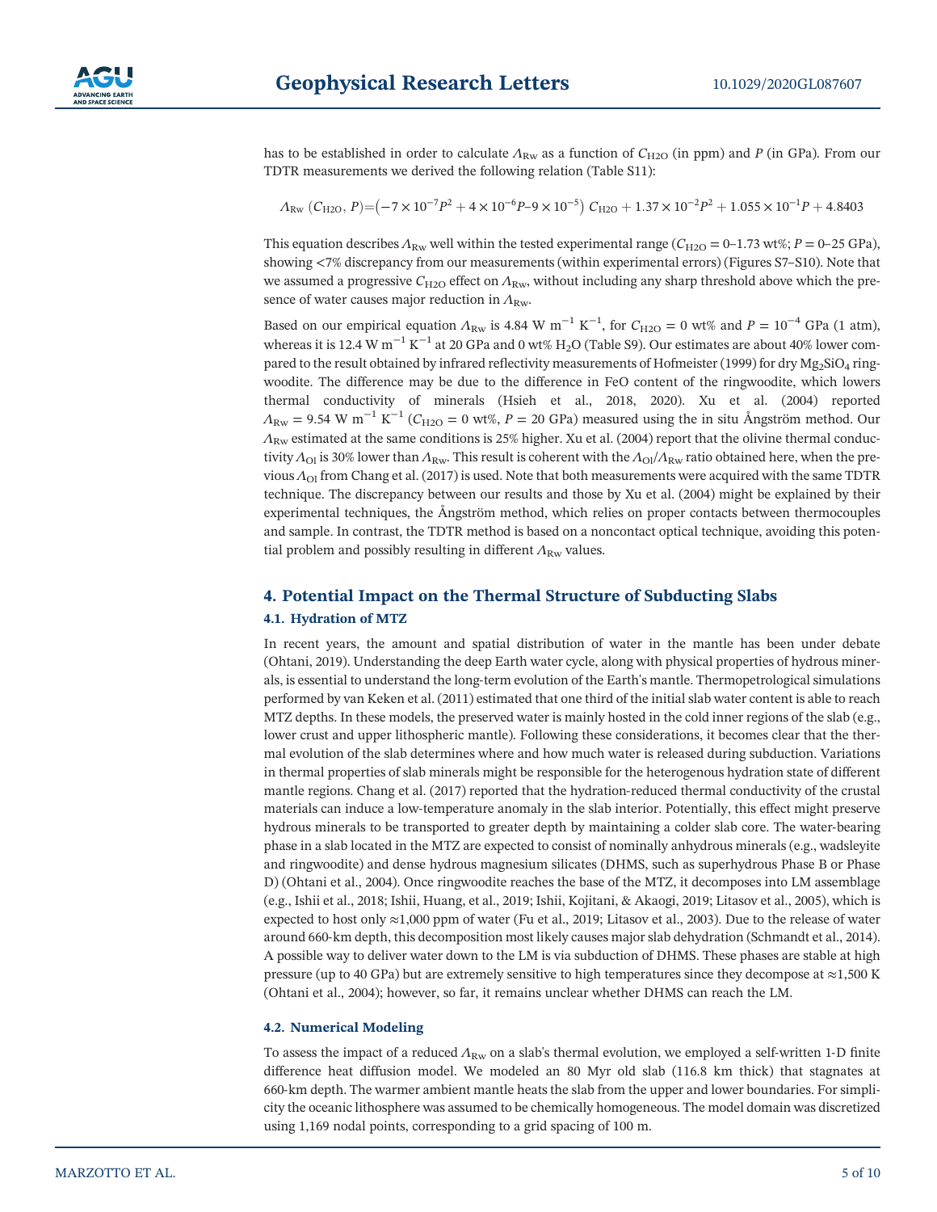has to be established in order to calculate $\Lambda_{Rw}$ as a function of $C_{H2O}$ (in ppm) and $P$ (in GPa). From our TDTR measurements we derived the following relation (Table S11):

$$\Lambda_{Rw}\ (C_{H2O},\ P)=\left(-7\times10^{-7}P^2+4\times10^{-6}P–9\times10^{-5}\right)\ C_{H2O}+1.37\times10^{-2}P^2+1.055\times10^{-1}P+4.8403$$

This equation describes $\Lambda_{Rw}$ well within the tested experimental range ($C_{H2O}$ = 0–1.73 wt%; $P$ = 0–25 GPa), showing <7% discrepancy from our measurements (within experimental errors) (Figures S7–S10). Note that we assumed a progressive $C_{H2O}$ effect on $\Lambda_{Rw}$, without including any sharp threshold above which the presence of water causes major reduction in $\Lambda_{Rw}$.

Based on our empirical equation $\Lambda_{Rw}$ is 4.84 W m$^{-1}$ K$^{-1}$, for $C_{H2O}$ = 0 wt% and $P = 10^{-4}$ GPa (1 atm), whereas it is 12.4 W m$^{-1}$ K$^{-1}$ at 20 GPa and 0 wt% $H_2O$ (Table S9). Our estimates are about 40% lower compared to the result obtained by infrared reflectivity measurements of Hofmeister (1999) for dry $Mg_2SiO_4$ ringwoodite. The difference may be due to the difference in FeO content of the ringwoodite, which lowers thermal conductivity of minerals (Hsieh et al., 2018, 2020). Xu et al. (2004) reported $\Lambda_{Rw}$ = 9.54 W m$^{-1}$ K$^{-1}$ ($C_{H2O}$ = 0 wt%, $P$ = 20 GPa) measured using the in situ Ångström method. Our $\Lambda_{Rw}$ estimated at the same conditions is 25% higher. Xu et al. (2004) report that the olivine thermal conductivity $\Lambda_{Ol}$ is 30% lower than $\Lambda_{Rw}$. This result is coherent with the $\Lambda_{Ol}/\Lambda_{Rw}$ ratio obtained here, when the previous $\Lambda_{Ol}$ from Chang et al. (2017) is used. Note that both measurements were acquired with the same TDTR technique. The discrepancy between our results and those by Xu et al. (2004) might be explained by their experimental techniques, the Ångström method, which relies on proper contacts between thermocouples and sample. In contrast, the TDTR method is based on a noncontact optical technique, avoiding this potential problem and possibly resulting in different $\Lambda_{Rw}$ values.

## 4. Potential Impact on the Thermal Structure of Subducting Slabs

### 4.1. Hydration of MTZ

In recent years, the amount and spatial distribution of water in the mantle has been under debate (Ohtani, 2019). Understanding the deep Earth water cycle, along with physical properties of hydrous minerals, is essential to understand the long-term evolution of the Earth's mantle. Thermopetrological simulations performed by van Keken et al. (2011) estimated that one third of the initial slab water content is able to reach MTZ depths. In these models, the preserved water is mainly hosted in the cold inner regions of the slab (e.g., lower crust and upper lithospheric mantle). Following these considerations, it becomes clear that the thermal evolution of the slab determines where and how much water is released during subduction. Variations in thermal properties of slab minerals might be responsible for the heterogenous hydration state of different mantle regions. Chang et al. (2017) reported that the hydration-reduced thermal conductivity of the crustal materials can induce a low-temperature anomaly in the slab interior. Potentially, this effect might preserve hydrous minerals to be transported to greater depth by maintaining a colder slab core. The water-bearing phase in a slab located in the MTZ are expected to consist of nominally anhydrous minerals (e.g., wadsleyite and ringwoodite) and dense hydrous magnesium silicates (DHMS, such as superhydrous Phase B or Phase D) (Ohtani et al., 2004). Once ringwoodite reaches the base of the MTZ, it decomposes into LM assemblage (e.g., Ishii et al., 2018; Ishii, Huang, et al., 2019; Ishii, Kojitani, & Akaogi, 2019; Litasov et al., 2005), which is expected to host only ≈1,000 ppm of water (Fu et al., 2019; Litasov et al., 2003). Due to the release of water around 660-km depth, this decomposition most likely causes major slab dehydration (Schmandt et al., 2014). A possible way to deliver water down to the LM is via subduction of DHMS. These phases are stable at high pressure (up to 40 GPa) but are extremely sensitive to high temperatures since they decompose at ≈1,500 K (Ohtani et al., 2004); however, so far, it remains unclear whether DHMS can reach the LM.

### 4.2. Numerical Modeling

To assess the impact of a reduced $\Lambda_{Rw}$ on a slab's thermal evolution, we employed a self-written 1-D finite difference heat diffusion model. We modeled an 80 Myr old slab (116.8 km thick) that stagnates at 660-km depth. The warmer ambient mantle heats the slab from the upper and lower boundaries. For simplicity the oceanic lithosphere was assumed to be chemically homogeneous. The model domain was discretized using 1,169 nodal points, corresponding to a grid spacing of 100 m.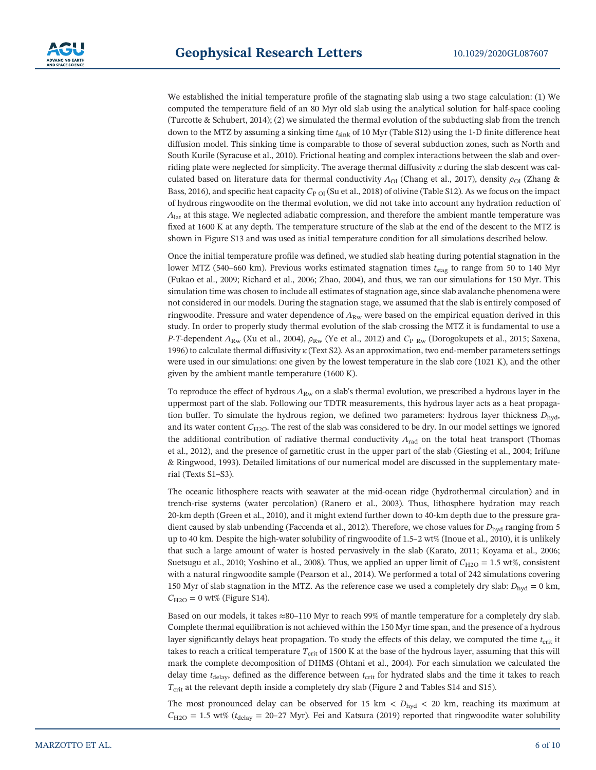We established the initial temperature profile of the stagnating slab using a two stage calculation: (1) We computed the temperature field of an 80 Myr old slab using the analytical solution for half-space cooling (Turcotte & Schubert, 2014); (2) we simulated the thermal evolution of the subducting slab from the trench down to the MTZ by assuming a sinking time $t_{sink}$ of 10 Myr (Table S12) using the 1-D finite difference heat diffusion model. This sinking time is comparable to those of several subduction zones, such as North and South Kurile (Syracuse et al., 2010). Frictional heating and complex interactions between the slab and overriding plate were neglected for simplicity. The average thermal diffusivity $\kappa$ during the slab descent was calculated based on literature data for thermal conductivity $\Lambda_{Ol}$ (Chang et al., 2017), density $\rho_{Ol}$ (Zhang & Bass, 2016), and specific heat capacity $C_{P\ Ol}$ (Su et al., 2018) of olivine (Table S12). As we focus on the impact of hydrous ringwoodite on the thermal evolution, we did not take into account any hydration reduction of $\Lambda_{lat}$ at this stage. We neglected adiabatic compression, and therefore the ambient mantle temperature was fixed at 1600 K at any depth. The temperature structure of the slab at the end of the descent to the MTZ is shown in Figure S13 and was used as initial temperature condition for all simulations described below.

Once the initial temperature profile was defined, we studied slab heating during potential stagnation in the lower MTZ (540–660 km). Previous works estimated stagnation times $t_{stag}$ to range from 50 to 140 Myr (Fukao et al., 2009; Richard et al., 2006; Zhao, 2004), and thus, we ran our simulations for 150 Myr. This simulation time was chosen to include all estimates of stagnation age, since slab avalanche phenomena were not considered in our models. During the stagnation stage, we assumed that the slab is entirely composed of ringwoodite. Pressure and water dependence of $\Lambda_{Rw}$ were based on the empirical equation derived in this study. In order to properly study thermal evolution of the slab crossing the MTZ it is fundamental to use a *P*-*T*-dependent $\Lambda_{Rw}$ (Xu et al., 2004), $\rho_{Rw}$ (Ye et al., 2012) and $C_{P\ Rw}$ (Dorogokupets et al., 2015; Saxena, 1996) to calculate thermal diffusivity $\kappa$ (Text S2). As an approximation, two end-member parameters settings were used in our simulations: one given by the lowest temperature in the slab core (1021 K), and the other given by the ambient mantle temperature (1600 K).

To reproduce the effect of hydrous $\Lambda_{Rw}$ on a slab's thermal evolution, we prescribed a hydrous layer in the uppermost part of the slab. Following our TDTR measurements, this hydrous layer acts as a heat propagation buffer. To simulate the hydrous region, we defined two parameters: hydrous layer thickness $D_{hyd}$, and its water content $C_{H2O}$. The rest of the slab was considered to be dry. In our model settings we ignored the additional contribution of radiative thermal conductivity $\Lambda_{rad}$ on the total heat transport (Thomas et al., 2012), and the presence of garnetitic crust in the upper part of the slab (Giesting et al., 2004; Irifune & Ringwood, 1993). Detailed limitations of our numerical model are discussed in the supplementary material (Texts S1–S3).

The oceanic lithosphere reacts with seawater at the mid-ocean ridge (hydrothermal circulation) and in trench-rise systems (water percolation) (Ranero et al., 2003). Thus, lithosphere hydration may reach 20-km depth (Green et al., 2010), and it might extend further down to 40-km depth due to the pressure gradient caused by slab unbending (Faccenda et al., 2012). Therefore, we chose values for $D_{hyd}$ ranging from 5 up to 40 km. Despite the high-water solubility of ringwoodite of 1.5–2 wt% (Inoue et al., 2010), it is unlikely that such a large amount of water is hosted pervasively in the slab (Karato, 2011; Koyama et al., 2006; Suetsugu et al., 2010; Yoshino et al., 2008). Thus, we applied an upper limit of $C_{H2O} = 1.5$ wt%, consistent with a natural ringwoodite sample (Pearson et al., 2014). We performed a total of 242 simulations covering 150 Myr of slab stagnation in the MTZ. As the reference case we used a completely dry slab: $D_{hyd} = 0$ km, $C_{H2O} = 0$ wt% (Figure S14).

Based on our models, it takes ≈80–110 Myr to reach 99% of mantle temperature for a completely dry slab. Complete thermal equilibration is not achieved within the 150 Myr time span, and the presence of a hydrous layer significantly delays heat propagation. To study the effects of this delay, we computed the time $t_{crit}$ it takes to reach a critical temperature $T_{crit}$ of 1500 K at the base of the hydrous layer, assuming that this will mark the complete decomposition of DHMS (Ohtani et al., 2004). For each simulation we calculated the delay time $t_{delay}$, defined as the difference between $t_{crit}$ for hydrated slabs and the time it takes to reach $T_{crit}$ at the relevant depth inside a completely dry slab (Figure 2 and Tables S14 and S15).

The most pronounced delay can be observed for 15 km < $D_{hyd}$ < 20 km, reaching its maximum at $C_{H2O} = 1.5$ wt% ($t_{delay} = 20$–27 Myr). Fei and Katsura (2019) reported that ringwoodite water solubility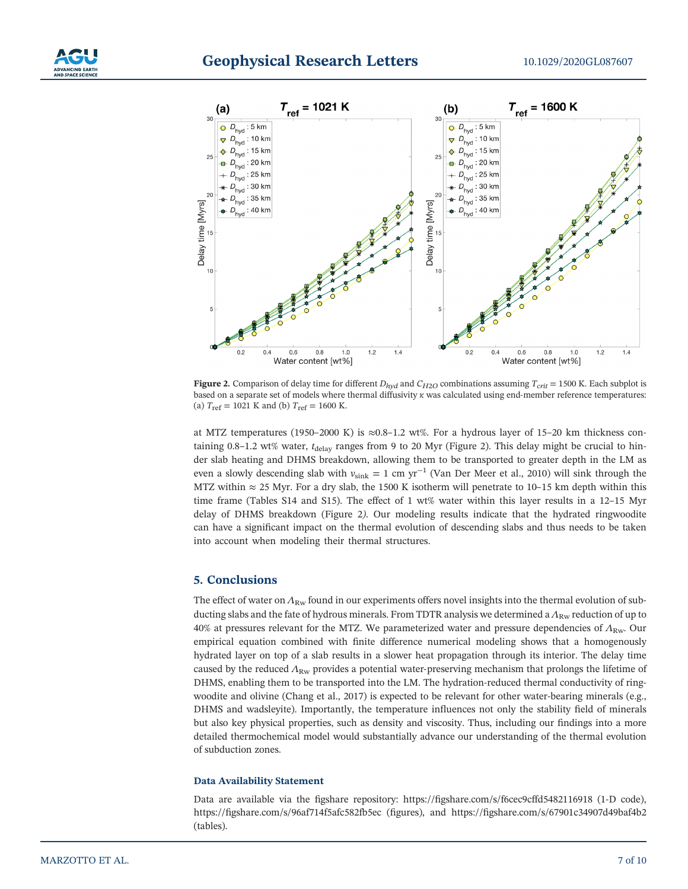**Figure 2.** Comparison of delay time for different $D_{hyd}$ and $C_{H2O}$ combinations assuming $T_{crit}$ = 1500 K. Each subplot is based on a separate set of models where thermal diffusivity $\kappa$ was calculated using end-member reference temperatures: (a) $T_{\mathrm{ref}}$ = 1021 K and (b) $T_{\mathrm{ref}}$ = 1600 K.

at MTZ temperatures (1950–2000 K) is ≈0.8–1.2 wt%. For a hydrous layer of 15–20 km thickness containing 0.8–1.2 wt% water, $t_{\mathrm{delay}}$ ranges from 9 to 20 Myr (Figure 2). This delay might be crucial to hinder slab heating and DHMS breakdown, allowing them to be transported to greater depth in the LM as even a slowly descending slab with $v_{\mathrm{sink}}$ = 1 cm $\mathrm{yr}^{-1}$ (Van Der Meer et al., 2010) will sink through the MTZ within ≈ 25 Myr. For a dry slab, the 1500 K isotherm will penetrate to 10–15 km depth within this time frame (Tables S14 and S15). The effect of 1 wt% water within this layer results in a 12–15 Myr delay of DHMS breakdown (Figure 2). Our modeling results indicate that the hydrated ringwoodite can have a significant impact on the thermal evolution of descending slabs and thus needs to be taken into account when modeling their thermal structures.

## 5. Conclusions

The effect of water on $\Lambda_{\mathrm{Rw}}$ found in our experiments offers novel insights into the thermal evolution of subducting slabs and the fate of hydrous minerals. From TDTR analysis we determined a $\Lambda_{\mathrm{Rw}}$ reduction of up to 40% at pressures relevant for the MTZ. We parameterized water and pressure dependencies of $\Lambda_{\mathrm{Rw}}$. Our empirical equation combined with finite difference numerical modeling shows that a homogenously hydrated layer on top of a slab results in a slower heat propagation through its interior. The delay time caused by the reduced $\Lambda_{\mathrm{Rw}}$ provides a potential water-preserving mechanism that prolongs the lifetime of DHMS, enabling them to be transported into the LM. The hydration-reduced thermal conductivity of ringwoodite and olivine (Chang et al., 2017) is expected to be relevant for other water-bearing minerals (e.g., DHMS and wadsleyite). Importantly, the temperature influences not only the stability field of minerals but also key physical properties, such as density and viscosity. Thus, including our findings into a more detailed thermochemical model would substantially advance our understanding of the thermal evolution of subduction zones.

### Data Availability Statement

Data are available via the figshare repository: https://figshare.com/s/f6cec9cffd5482116918 (1-D code), https://figshare.com/s/96af714f5afc582fb5ec (figures), and https://figshare.com/s/67901c34907d49baf4b2 (tables).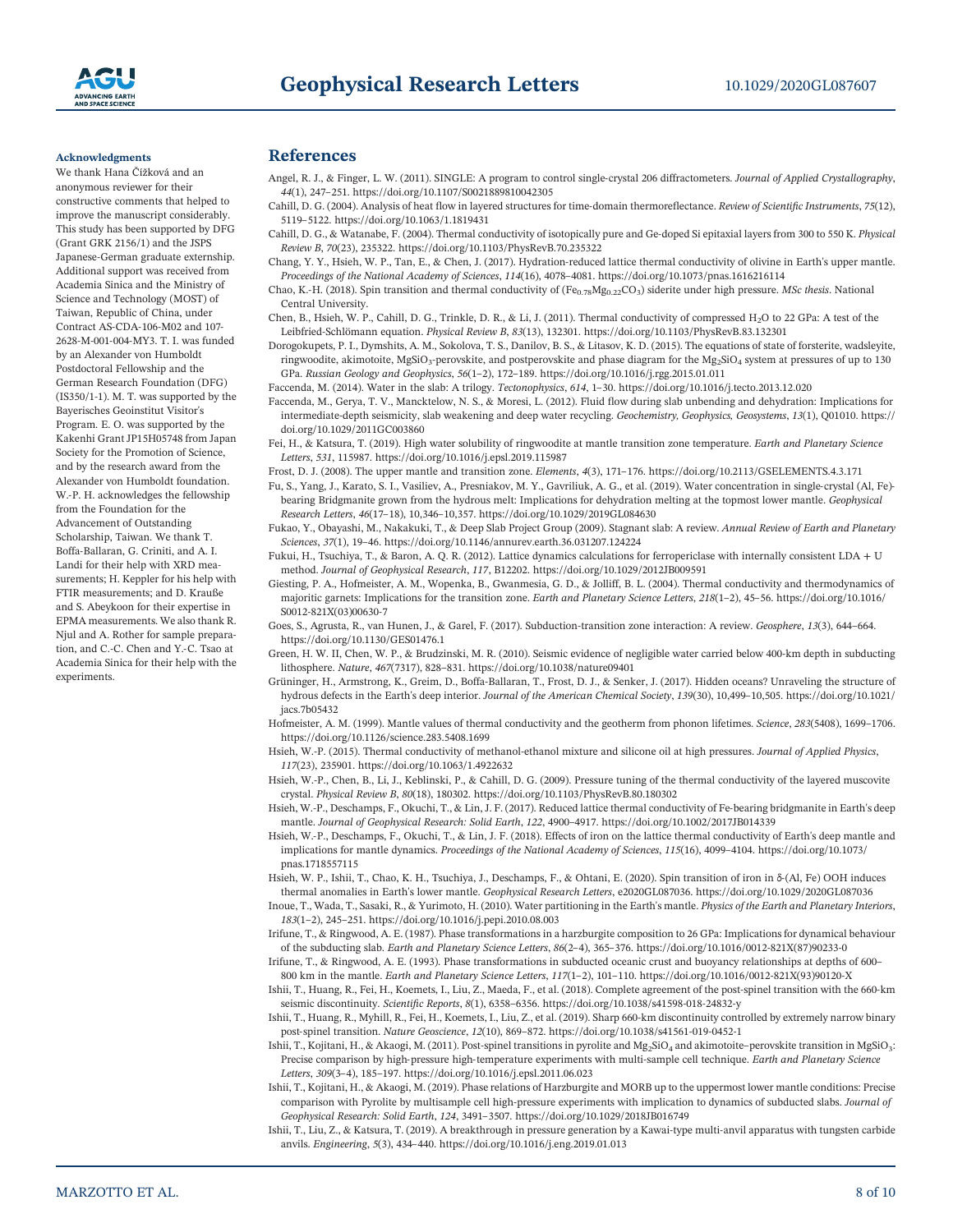## Acknowledgments

We thank Hana Čížková and an anonymous reviewer for their constructive comments that helped to improve the manuscript considerably. This study has been supported by DFG (Grant GRK 2156/1) and the JSPS Japanese-German graduate externship. Additional support was received from Academia Sinica and the Ministry of Science and Technology (MOST) of Taiwan, Republic of China, under Contract AS-CDA-106-M02 and 107-2628-M-001-004-MY3. T. I. was funded by an Alexander von Humboldt Postdoctoral Fellowship and the German Research Foundation (DFG) (IS350/1-1). M. T. was supported by the Bayerisches Geoinstitut Visitor's Program. E. O. was supported by the Kakenhi Grant JP15H05748 from Japan Society for the Promotion of Science, and by the research award from the Alexander von Humboldt foundation. W.-P. H. acknowledges the fellowship from the Foundation for the Advancement of Outstanding Scholarship, Taiwan. We thank T. Boffa-Ballaran, G. Criniti, and A. I. Landi for their help with XRD measurements; H. Keppler for his help with FTIR measurements; and D. Krauße and S. Abeykoon for their expertise in EPMA measurements. We also thank R. Njul and A. Rother for sample preparation, and C.-C. Chen and Y.-C. Tsao at Academia Sinica for their help with the experiments.

## References

Angel, R. J., & Finger, L. W. (2011). SINGLE: A program to control single-crystal 206 diffractometers. *Journal of Applied Crystallography*, *44*(1), 247–251. https://doi.org/10.1107/S0021889810042305

Cahill, D. G. (2004). Analysis of heat flow in layered structures for time-domain thermoreflectance. *Review of Scientific Instruments*, *75*(12), 5119–5122. https://doi.org/10.1063/1.1819431

Cahill, D. G., & Watanabe, F. (2004). Thermal conductivity of isotopically pure and Ge-doped Si epitaxial layers from 300 to 550 K. *Physical Review B*, *70*(23), 235322. https://doi.org/10.1103/PhysRevB.70.235322

Chang, Y. Y., Hsieh, W. P., Tan, E., & Chen, J. (2017). Hydration-reduced lattice thermal conductivity of olivine in Earth's upper mantle. *Proceedings of the National Academy of Sciences*, *114*(16), 4078–4081. https://doi.org/10.1073/pnas.1616216114

Chao, K.-H. (2018). Spin transition and thermal conductivity of ($Fe_{0.78}Mg_{0.22}CO_3$) siderite under high pressure. *MSc thesis*. National Central University.

Chen, B., Hsieh, W. P., Cahill, D. G., Trinkle, D. R., & Li, J. (2011). Thermal conductivity of compressed $H_2O$ to 22 GPa: A test of the Leibfried-Schlömann equation. *Physical Review B*, *83*(13), 132301. https://doi.org/10.1103/PhysRevB.83.132301

Dorogokupets, P. I., Dymshits, A. M., Sokolova, T. S., Danilov, B. S., & Litasov, K. D. (2015). The equations of state of forsterite, wadsleyite, ringwoodite, akimotoite, $MgSiO_3$-perovskite, and postperovskite and phase diagram for the $Mg_2SiO_4$ system at pressures of up to 130 GPa. *Russian Geology and Geophysics*, *56*(1–2), 172–189. https://doi.org/10.1016/j.rgg.2015.01.011

Faccenda, M. (2014). Water in the slab: A trilogy. *Tectonophysics*, *614*, 1–30. https://doi.org/10.1016/j.tecto.2013.12.020

Faccenda, M., Gerya, T. V., Mancktelow, N. S., & Moresi, L. (2012). Fluid flow during slab unbending and dehydration: Implications for intermediate-depth seismicity, slab weakening and deep water recycling. *Geochemistry, Geophysics, Geosystems*, *13*(1), Q01010. https://doi.org/10.1029/2011GC003860

Fei, H., & Katsura, T. (2019). High water solubility of ringwoodite at mantle transition zone temperature. *Earth and Planetary Science Letters*, *531*, 115987. https://doi.org/10.1016/j.epsl.2019.115987

Frost, D. J. (2008). The upper mantle and transition zone. *Elements*, *4*(3), 171–176. https://doi.org/10.2113/GSELEMENTS.4.3.171

Fu, S., Yang, J., Karato, S. I., Vasiliev, A., Presniakov, M. Y., Gavriliuk, A. G., et al. (2019). Water concentration in single-crystal (Al, Fe)-bearing Bridgmanite grown from the hydrous melt: Implications for dehydration melting at the topmost lower mantle. *Geophysical Research Letters*, *46*(17–18), 10,346–10,357. https://doi.org/10.1029/2019GL084630

Fukao, Y., Obayashi, M., Nakakuki, T., & Deep Slab Project Group (2009). Stagnant slab: A review. *Annual Review of Earth and Planetary Sciences*, *37*(1), 19–46. https://doi.org/10.1146/annurev.earth.36.031207.124224

Fukui, H., Tsuchiya, T., & Baron, A. Q. R. (2012). Lattice dynamics calculations for ferropericlase with internally consistent LDA + U method. *Journal of Geophysical Research*, *117*, B12202. https://doi.org/10.1029/2012JB009591

Giesting, P. A., Hofmeister, A. M., Wopenka, B., Gwanmesia, G. D., & Jolliff, B. L. (2004). Thermal conductivity and thermodynamics of majoritic garnets: Implications for the transition zone. *Earth and Planetary Science Letters*, *218*(1–2), 45–56. https://doi.org/10.1016/S0012-821X(03)00630-7

Goes, S., Agrusta, R., van Hunen, J., & Garel, F. (2017). Subduction-transition zone interaction: A review. *Geosphere*, *13*(3), 644–664. https://doi.org/10.1130/GES01476.1

Green, H. W. II, Chen, W. P., & Brudzinski, M. R. (2010). Seismic evidence of negligible water carried below 400-km depth in subducting lithosphere. *Nature*, *467*(7317), 828–831. https://doi.org/10.1038/nature09401

Grüninger, H., Armstrong, K., Greim, D., Boffa-Ballaran, T., Frost, D. J., & Senker, J. (2017). Hidden oceans? Unraveling the structure of hydrous defects in the Earth's deep interior. *Journal of the American Chemical Society*, *139*(30), 10,499–10,505. https://doi.org/10.1021/jacs.7b05432

Hofmeister, A. M. (1999). Mantle values of thermal conductivity and the geotherm from phonon lifetimes. *Science*, *283*(5408), 1699–1706. https://doi.org/10.1126/science.283.5408.1699

Hsieh, W.-P. (2015). Thermal conductivity of methanol-ethanol mixture and silicone oil at high pressures. *Journal of Applied Physics*, *117*(23), 235901. https://doi.org/10.1063/1.4922632

Hsieh, W.-P., Chen, B., Li, J., Keblinski, P., & Cahill, D. G. (2009). Pressure tuning of the thermal conductivity of the layered muscovite crystal. *Physical Review B*, *80*(18), 180302. https://doi.org/10.1103/PhysRevB.80.180302

Hsieh, W.-P., Deschamps, F., Okuchi, T., & Lin, J. F. (2017). Reduced lattice thermal conductivity of Fe-bearing bridgmanite in Earth's deep mantle. *Journal of Geophysical Research: Solid Earth*, *122*, 4900–4917. https://doi.org/10.1002/2017JB014339

Hsieh, W.-P., Deschamps, F., Okuchi, T., & Lin, J. F. (2018). Effects of iron on the lattice thermal conductivity of Earth's deep mantle and implications for mantle dynamics. *Proceedings of the National Academy of Sciences*, *115*(16), 4099–4104. https://doi.org/10.1073/pnas.1718557115

Hsieh, W. P., Ishii, T., Chao, K. H., Tsuchiya, J., Deschamps, F., & Ohtani, E. (2020). Spin transition of iron in δ-(Al, Fe) OOH induces thermal anomalies in Earth's lower mantle. *Geophysical Research Letters*, e2020GL087036. https://doi.org/10.1029/2020GL087036

Inoue, T., Wada, T., Sasaki, R., & Yurimoto, H. (2010). Water partitioning in the Earth's mantle. *Physics of the Earth and Planetary Interiors*, *183*(1–2), 245–251. https://doi.org/10.1016/j.pepi.2010.08.003

Irifune, T., & Ringwood, A. E. (1987). Phase transformations in a harzburgite composition to 26 GPa: Implications for dynamical behaviour of the subducting slab. *Earth and Planetary Science Letters*, *86*(2–4), 365–376. https://doi.org/10.1016/0012-821X(87)90233-0

Irifune, T., & Ringwood, A. E. (1993). Phase transformations in subducted oceanic crust and buoyancy relationships at depths of 600–800 km in the mantle. *Earth and Planetary Science Letters*, *117*(1–2), 101–110. https://doi.org/10.1016/0012-821X(93)90120-X

Ishii, T., Huang, R., Fei, H., Koemets, I., Liu, Z., Maeda, F., et al. (2018). Complete agreement of the post-spinel transition with the 660-km seismic discontinuity. *Scientific Reports*, *8*(1), 6358–6356. https://doi.org/10.1038/s41598-018-24832-y

Ishii, T., Huang, R., Myhill, R., Fei, H., Koemets, I., Liu, Z., et al. (2019). Sharp 660-km discontinuity controlled by extremely narrow binary post-spinel transition. *Nature Geoscience*, *12*(10), 869–872. https://doi.org/10.1038/s41561-019-0452-1

Ishii, T., Kojitani, H., & Akaogi, M. (2011). Post-spinel transitions in pyrolite and $Mg_2SiO_4$ and akimotoite–perovskite transition in $MgSiO_3$: Precise comparison by high-pressure high-temperature experiments with multi-sample cell technique. *Earth and Planetary Science Letters*, *309*(3–4), 185–197. https://doi.org/10.1016/j.epsl.2011.06.023

Ishii, T., Kojitani, H., & Akaogi, M. (2019). Phase relations of Harzburgite and MORB up to the uppermost lower mantle conditions: Precise comparison with Pyrolite by multisample cell high-pressure experiments with implication to dynamics of subducted slabs. *Journal of Geophysical Research: Solid Earth*, *124*, 3491–3507. https://doi.org/10.1029/2018JB016749

Ishii, T., Liu, Z., & Katsura, T. (2019). A breakthrough in pressure generation by a Kawai-type multi-anvil apparatus with tungsten carbide anvils. *Engineering*, *5*(3), 434–440. https://doi.org/10.1016/j.eng.2019.01.013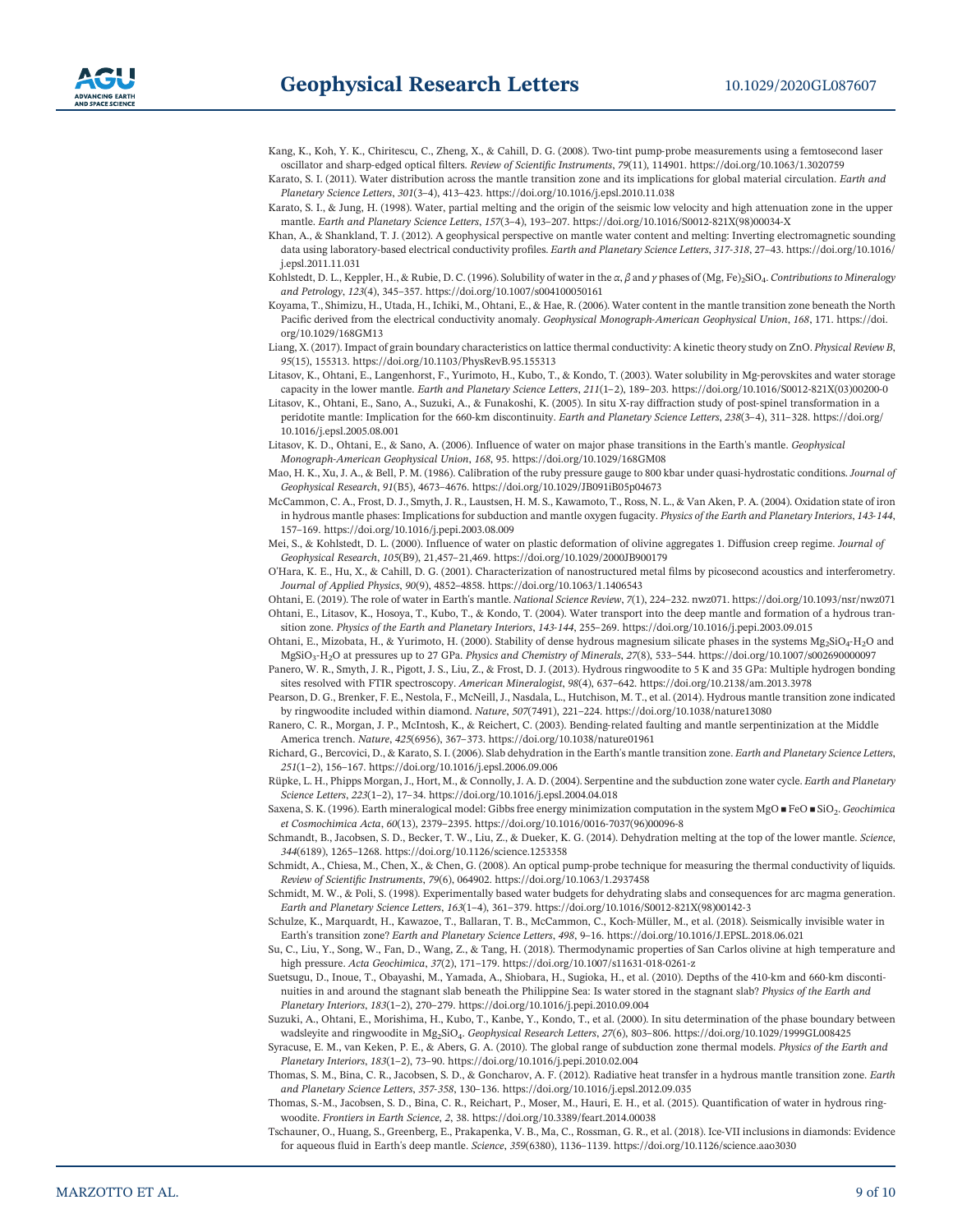Kang, K., Koh, Y. K., Chiritescu, C., Zheng, X., & Cahill, D. G. (2008). Two-tint pump-probe measurements using a femtosecond laser oscillator and sharp-edged optical filters. *Review of Scientific Instruments*, *79*(11), 114901. https://doi.org/10.1063/1.3020759

Karato, S. I. (2011). Water distribution across the mantle transition zone and its implications for global material circulation. *Earth and Planetary Science Letters*, *301*(3–4), 413–423. https://doi.org/10.1016/j.epsl.2010.11.038

Karato, S. I., & Jung, H. (1998). Water, partial melting and the origin of the seismic low velocity and high attenuation zone in the upper mantle. *Earth and Planetary Science Letters*, *157*(3–4), 193–207. https://doi.org/10.1016/S0012-821X(98)00034-X

Khan, A., & Shankland, T. J. (2012). A geophysical perspective on mantle water content and melting: Inverting electromagnetic sounding data using laboratory-based electrical conductivity profiles. *Earth and Planetary Science Letters*, *317-318*, 27–43. https://doi.org/10.1016/j.epsl.2011.11.031

Kohlstedt, D. L., Keppler, H., & Rubie, D. C. (1996). Solubility of water in the $\alpha$, $\beta$ and $\gamma$ phases of $(Mg, Fe)_2SiO_4$. *Contributions to Mineralogy and Petrology*, *123*(4), 345–357. https://doi.org/10.1007/s004100050161

Koyama, T., Shimizu, H., Utada, H., Ichiki, M., Ohtani, E., & Hae, R. (2006). Water content in the mantle transition zone beneath the North Pacific derived from the electrical conductivity anomaly. *Geophysical Monograph-American Geophysical Union*, *168*, 171. https://doi.org/10.1029/168GM13

Liang, X. (2017). Impact of grain boundary characteristics on lattice thermal conductivity: A kinetic theory study on ZnO. *Physical Review B*, *95*(15), 155313. https://doi.org/10.1103/PhysRevB.95.155313

Litasov, K., Ohtani, E., Langenhorst, F., Yurimoto, H., Kubo, T., & Kondo, T. (2003). Water solubility in Mg-perovskites and water storage capacity in the lower mantle. *Earth and Planetary Science Letters*, *211*(1–2), 189–203. https://doi.org/10.1016/S0012-821X(03)00200-0

Litasov, K., Ohtani, E., Sano, A., Suzuki, A., & Funakoshi, K. (2005). In situ X-ray diffraction study of post-spinel transformation in a peridotite mantle: Implication for the 660-km discontinuity. *Earth and Planetary Science Letters*, *238*(3–4), 311–328. https://doi.org/10.1016/j.epsl.2005.08.001

Litasov, K. D., Ohtani, E., & Sano, A. (2006). Influence of water on major phase transitions in the Earth's mantle. *Geophysical Monograph-American Geophysical Union*, *168*, 95. https://doi.org/10.1029/168GM08

Mao, H. K., Xu, J. A., & Bell, P. M. (1986). Calibration of the ruby pressure gauge to 800 kbar under quasi-hydrostatic conditions. *Journal of Geophysical Research*, *91*(B5), 4673–4676. https://doi.org/10.1029/JB091iB05p04673

McCammon, C. A., Frost, D. J., Smyth, J. R., Laustsen, H. M. S., Kawamoto, T., Ross, N. L., & Van Aken, P. A. (2004). Oxidation state of iron in hydrous mantle phases: Implications for subduction and mantle oxygen fugacity. *Physics of the Earth and Planetary Interiors*, *143-144*, 157–169. https://doi.org/10.1016/j.pepi.2003.08.009

Mei, S., & Kohlstedt, D. L. (2000). Influence of water on plastic deformation of olivine aggregates 1. Diffusion creep regime. *Journal of Geophysical Research*, *105*(B9), 21,457–21,469. https://doi.org/10.1029/2000JB900179

O'Hara, K. E., Hu, X., & Cahill, D. G. (2001). Characterization of nanostructured metal films by picosecond acoustics and interferometry. *Journal of Applied Physics*, *90*(9), 4852–4858. https://doi.org/10.1063/1.1406543

Ohtani, E. (2019). The role of water in Earth's mantle. *National Science Review*, *7*(1), 224–232. nwz071. https://doi.org/10.1093/nsr/nwz071

Ohtani, E., Litasov, K., Hosoya, T., Kubo, T., & Kondo, T. (2004). Water transport into the deep mantle and formation of a hydrous transition zone. *Physics of the Earth and Planetary Interiors*, *143-144*, 255–269. https://doi.org/10.1016/j.pepi.2003.09.015

Ohtani, E., Mizobata, H., & Yurimoto, H. (2000). Stability of dense hydrous magnesium silicate phases in the systems $Mg_2SiO_4$-$H_2O$ and $MgSiO_3$-$H_2O$ at pressures up to 27 GPa. *Physics and Chemistry of Minerals*, *27*(8), 533–544. https://doi.org/10.1007/s002690000097

Panero, W. R., Smyth, J. R., Pigott, J. S., Liu, Z., & Frost, D. J. (2013). Hydrous ringwoodite to 5 K and 35 GPa: Multiple hydrogen bonding sites resolved with FTIR spectroscopy. *American Mineralogist*, *98*(4), 637–642. https://doi.org/10.2138/am.2013.3978

Pearson, D. G., Brenker, F. E., Nestola, F., McNeill, J., Nasdala, L., Hutchison, M. T., et al. (2014). Hydrous mantle transition zone indicated by ringwoodite included within diamond. *Nature*, *507*(7491), 221–224. https://doi.org/10.1038/nature13080

Ranero, C. R., Morgan, J. P., McIntosh, K., & Reichert, C. (2003). Bending-related faulting and mantle serpentinization at the Middle America trench. *Nature*, *425*(6956), 367–373. https://doi.org/10.1038/nature01961

Richard, G., Bercovici, D., & Karato, S. I. (2006). Slab dehydration in the Earth's mantle transition zone. *Earth and Planetary Science Letters*, *251*(1–2), 156–167. https://doi.org/10.1016/j.epsl.2006.09.006

Rüpke, L. H., Phipps Morgan, J., Hort, M., & Connolly, J. A. D. (2004). Serpentine and the subduction zone water cycle. *Earth and Planetary Science Letters*, *223*(1–2), 17–34. https://doi.org/10.1016/j.epsl.2004.04.018

Saxena, S. K. (1996). Earth mineralogical model: Gibbs free energy minimization computation in the system MgO ■ FeO ■ $SiO_2$. *Geochimica et Cosmochimica Acta*, *60*(13), 2379–2395. https://doi.org/10.1016/0016-7037(96)00096-8

Schmandt, B., Jacobsen, S. D., Becker, T. W., Liu, Z., & Dueker, K. G. (2014). Dehydration melting at the top of the lower mantle. *Science*, *344*(6189), 1265–1268. https://doi.org/10.1126/science.1253358

Schmidt, A., Chiesa, M., Chen, X., & Chen, G. (2008). An optical pump-probe technique for measuring the thermal conductivity of liquids. *Review of Scientific Instruments*, *79*(6), 064902. https://doi.org/10.1063/1.2937458

Schmidt, M. W., & Poli, S. (1998). Experimentally based water budgets for dehydrating slabs and consequences for arc magma generation. *Earth and Planetary Science Letters*, *163*(1–4), 361–379. https://doi.org/10.1016/S0012-821X(98)00142-3

Schulze, K., Marquardt, H., Kawazoe, T., Ballaran, T. B., McCammon, C., Koch-Müller, M., et al. (2018). Seismically invisible water in Earth's transition zone? *Earth and Planetary Science Letters*, *498*, 9–16. https://doi.org/10.1016/J.EPSL.2018.06.021

Su, C., Liu, Y., Song, W., Fan, D., Wang, Z., & Tang, H. (2018). Thermodynamic properties of San Carlos olivine at high temperature and high pressure. *Acta Geochimica*, *37*(2), 171–179. https://doi.org/10.1007/s11631-018-0261-z

Suetsugu, D., Inoue, T., Obayashi, M., Yamada, A., Shiobara, H., Sugioka, H., et al. (2010). Depths of the 410-km and 660-km discontinuities in and around the stagnant slab beneath the Philippine Sea: Is water stored in the stagnant slab? *Physics of the Earth and Planetary Interiors*, *183*(1–2), 270–279. https://doi.org/10.1016/j.pepi.2010.09.004

Suzuki, A., Ohtani, E., Morishima, H., Kubo, T., Kanbe, Y., Kondo, T., et al. (2000). In situ determination of the phase boundary between wadsleyite and ringwoodite in $Mg_2SiO_4$. *Geophysical Research Letters*, *27*(6), 803–806. https://doi.org/10.1029/1999GL008425

Syracuse, E. M., van Keken, P. E., & Abers, G. A. (2010). The global range of subduction zone thermal models. *Physics of the Earth and Planetary Interiors*, *183*(1–2), 73–90. https://doi.org/10.1016/j.pepi.2010.02.004

Thomas, S. M., Bina, C. R., Jacobsen, S. D., & Goncharov, A. F. (2012). Radiative heat transfer in a hydrous mantle transition zone. *Earth and Planetary Science Letters*, *357-358*, 130–136. https://doi.org/10.1016/j.epsl.2012.09.035

Thomas, S.-M., Jacobsen, S. D., Bina, C. R., Reichart, P., Moser, M., Hauri, E. H., et al. (2015). Quantification of water in hydrous ringwoodite. *Frontiers in Earth Science*, *2*, 38. https://doi.org/10.3389/feart.2014.00038

Tschauner, O., Huang, S., Greenberg, E., Prakapenka, V. B., Ma, C., Rossman, G. R., et al. (2018). Ice-VII inclusions in diamonds: Evidence for aqueous fluid in Earth's deep mantle. *Science*, *359*(6380), 1136–1139. https://doi.org/10.1126/science.aao3030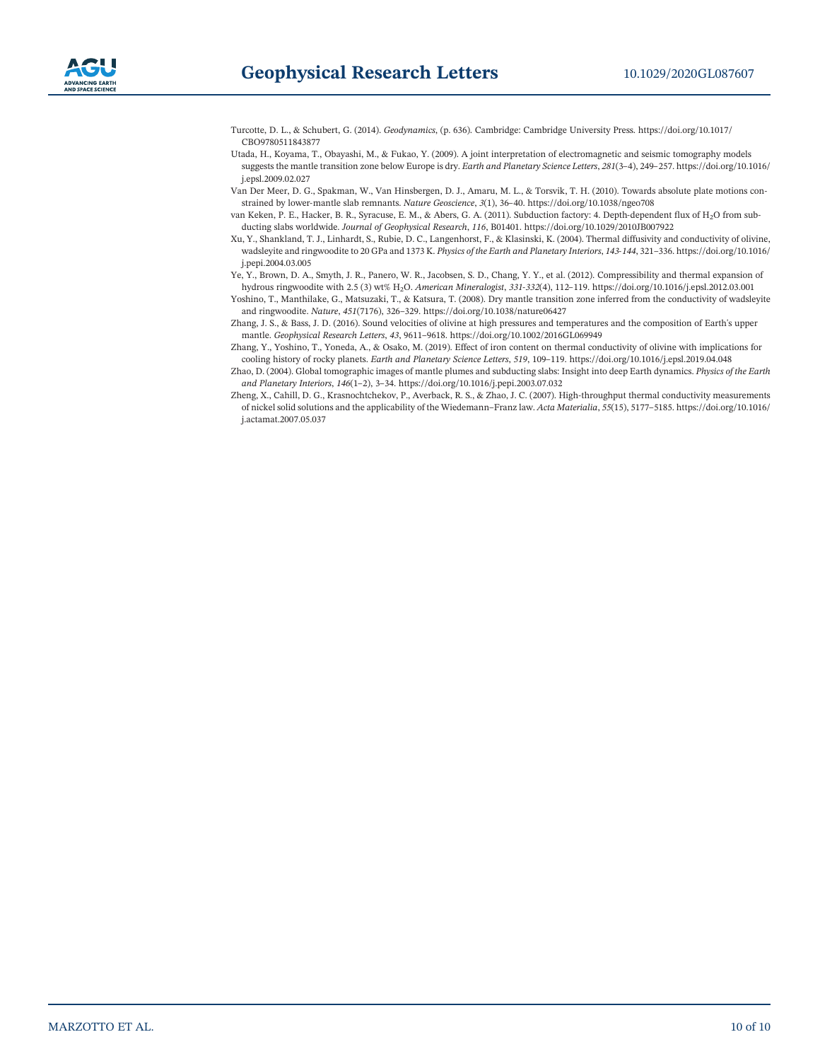Turcotte, D. L., & Schubert, G. (2014). *Geodynamics*, (p. 636). Cambridge: Cambridge University Press. https://doi.org/10.1017/CBO9780511843877

Utada, H., Koyama, T., Obayashi, M., & Fukao, Y. (2009). A joint interpretation of electromagnetic and seismic tomography models suggests the mantle transition zone below Europe is dry. *Earth and Planetary Science Letters*, *281*(3–4), 249–257. https://doi.org/10.1016/j.epsl.2009.02.027

Van Der Meer, D. G., Spakman, W., Van Hinsbergen, D. J., Amaru, M. L., & Torsvik, T. H. (2010). Towards absolute plate motions constrained by lower-mantle slab remnants. *Nature Geoscience*, *3*(1), 36–40. https://doi.org/10.1038/ngeo708

van Keken, P. E., Hacker, B. R., Syracuse, E. M., & Abers, G. A. (2011). Subduction factory: 4. Depth-dependent flux of $H_2O$ from subducting slabs worldwide. *Journal of Geophysical Research*, *116*, B01401. https://doi.org/10.1029/2010JB007922

Xu, Y., Shankland, T. J., Linhardt, S., Rubie, D. C., Langenhorst, F., & Klasinski, K. (2004). Thermal diffusivity and conductivity of olivine, wadsleyite and ringwoodite to 20 GPa and 1373 K. *Physics of the Earth and Planetary Interiors*, *143-144*, 321–336. https://doi.org/10.1016/j.pepi.2004.03.005

Ye, Y., Brown, D. A., Smyth, J. R., Panero, W. R., Jacobsen, S. D., Chang, Y. Y., et al. (2012). Compressibility and thermal expansion of hydrous ringwoodite with 2.5 (3) wt% $H_2O$. *American Mineralogist*, *331-332*(4), 112–119. https://doi.org/10.1016/j.epsl.2012.03.001

Yoshino, T., Manthilake, G., Matsuzaki, T., & Katsura, T. (2008). Dry mantle transition zone inferred from the conductivity of wadsleyite and ringwoodite. *Nature*, *451*(7176), 326–329. https://doi.org/10.1038/nature06427

Zhang, J. S., & Bass, J. D. (2016). Sound velocities of olivine at high pressures and temperatures and the composition of Earth's upper mantle. *Geophysical Research Letters*, *43*, 9611–9618. https://doi.org/10.1002/2016GL069949

Zhang, Y., Yoshino, T., Yoneda, A., & Osako, M. (2019). Effect of iron content on thermal conductivity of olivine with implications for cooling history of rocky planets. *Earth and Planetary Science Letters*, *519*, 109–119. https://doi.org/10.1016/j.epsl.2019.04.048

Zhao, D. (2004). Global tomographic images of mantle plumes and subducting slabs: Insight into deep Earth dynamics. *Physics of the Earth and Planetary Interiors*, *146*(1–2), 3–34. https://doi.org/10.1016/j.pepi.2003.07.032

Zheng, X., Cahill, D. G., Krasnochtchekov, P., Averback, R. S., & Zhao, J. C. (2007). High-throughput thermal conductivity measurements of nickel solid solutions and the applicability of the Wiedemann–Franz law. *Acta Materialia*, *55*(15), 5177–5185. https://doi.org/10.1016/j.actamat.2007.05.037